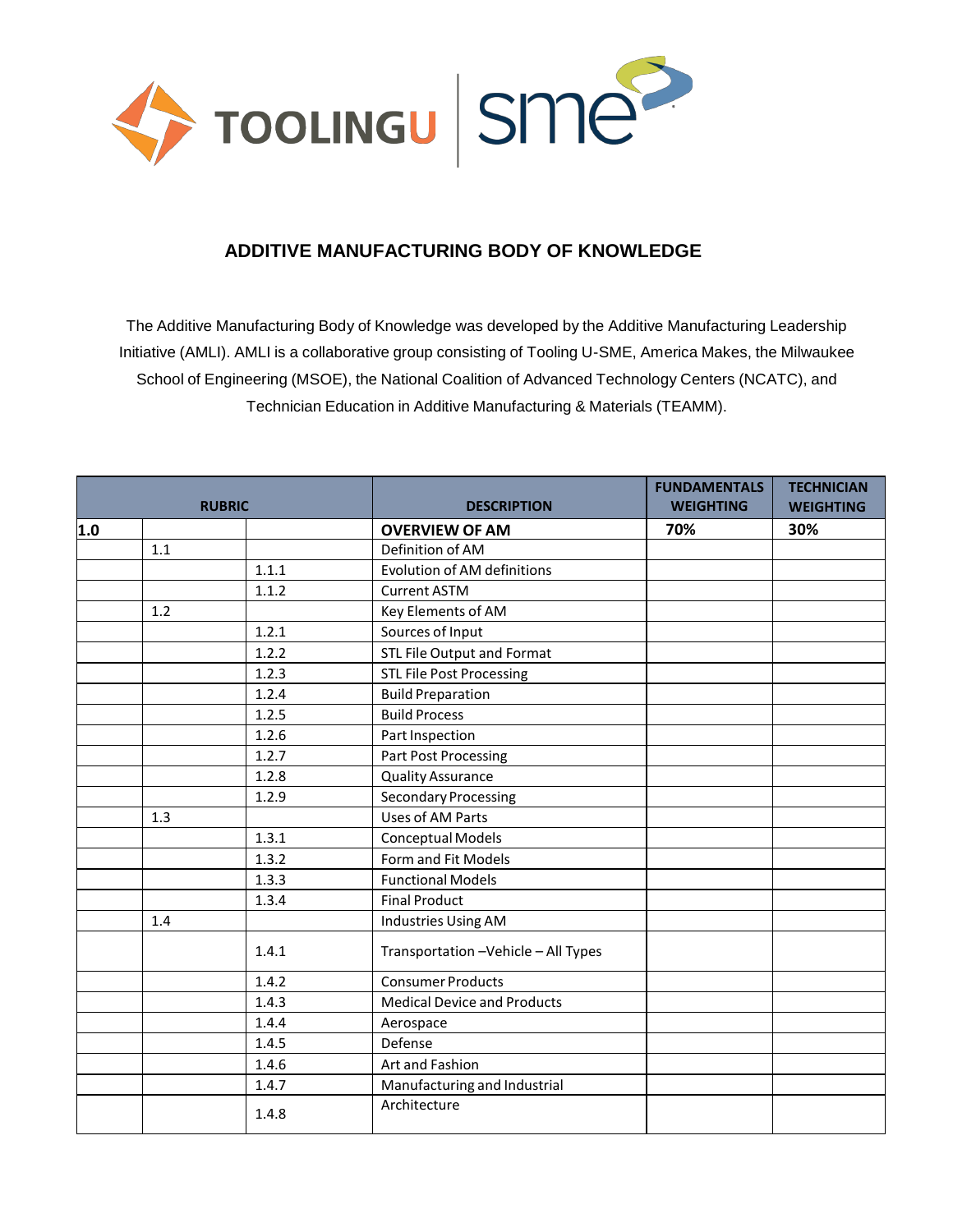TOOLINGU | sme

# ADDITIVE MANUFACTURING BODY OF KNOWLEDGE

The Additive Manufacturing Body of Knowledge was developed by the Additive Manufacturing Leadership Initiative (AMLI). AMLI is a collaborative group consisting of Tooling U-SME, America Makes, the Milwaukee School of Engineering (MSOE), the National Coalition of Advanced Technology Centers (NCATC), and Technician Education in Additive Manufacturing & Materials (TEAMM).

| RUBRIC | | | DESCRIPTION | FUNDAMENTALS WEIGHTING | TECHNICIAN WEIGHTING |
|---|---|---|---|---|---|
| **1.0** | | | **OVERVIEW OF AM** | **70%** | **30%** |
| | 1.1 | | Definition of AM | | |
| | | 1.1.1 | Evolution of AM definitions | | |
| | | 1.1.2 | Current ASTM | | |
| | 1.2 | | Key Elements of AM | | |
| | | 1.2.1 | Sources of Input | | |
| | | 1.2.2 | STL File Output and Format | | |
| | | 1.2.3 | STL File Post Processing | | |
| | | 1.2.4 | Build Preparation | | |
| | | 1.2.5 | Build Process | | |
| | | 1.2.6 | Part Inspection | | |
| | | 1.2.7 | Part Post Processing | | |
| | | 1.2.8 | Quality Assurance | | |
| | | 1.2.9 | Secondary Processing | | |
| | 1.3 | | Uses of AM Parts | | |
| | | 1.3.1 | Conceptual Models | | |
| | | 1.3.2 | Form and Fit Models | | |
| | | 1.3.3 | Functional Models | | |
| | | 1.3.4 | Final Product | | |
| | 1.4 | | Industries Using AM | | |
| | | 1.4.1 | Transportation –Vehicle – All Types | | |
| | | 1.4.2 | Consumer Products | | |
| | | 1.4.3 | Medical Device and Products | | |
| | | 1.4.4 | Aerospace | | |
| | | 1.4.5 | Defense | | |
| | | 1.4.6 | Art and Fashion | | |
| | | 1.4.7 | Manufacturing and Industrial | | |
| | | 1.4.8 | Architecture | | |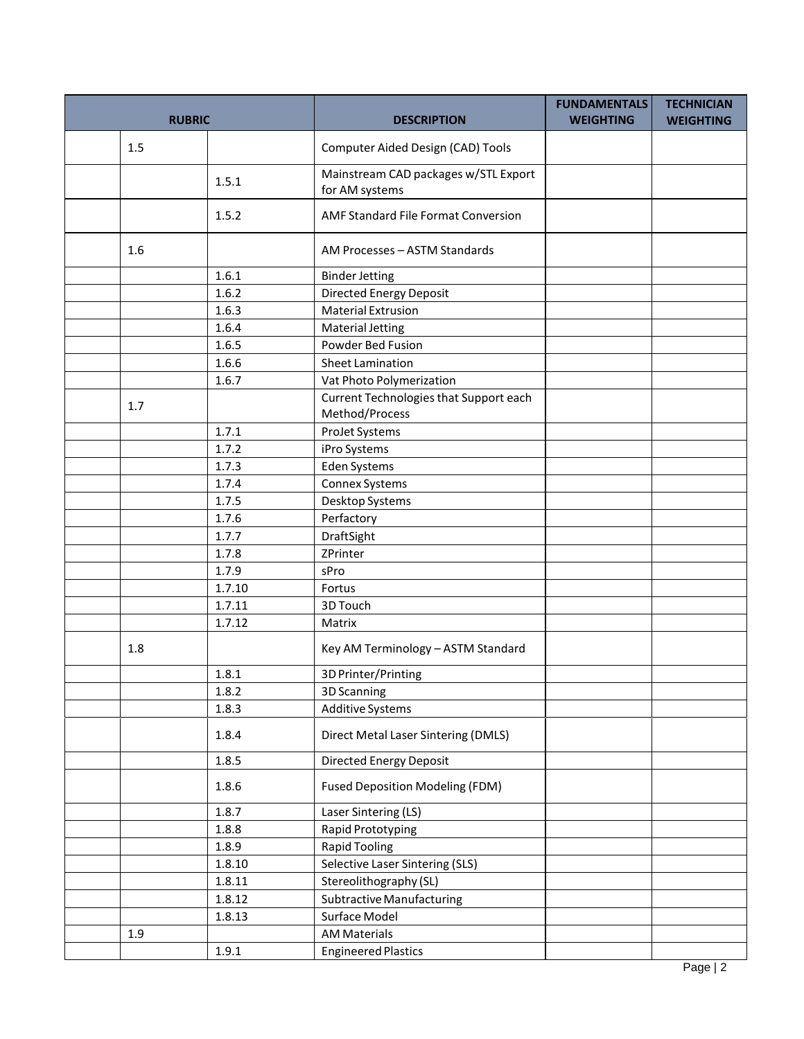| RUBRIC | | | DESCRIPTION | FUNDAMENTALS WEIGHTING | TECHNICIAN WEIGHTING |
|---|---|---|---|---|---|
| | 1.5 | | Computer Aided Design (CAD) Tools | | |
| | | 1.5.1 | Mainstream CAD packages w/STL Export for AM systems | | |
| | | 1.5.2 | AMF Standard File Format Conversion | | |
| | 1.6 | | AM Processes – ASTM Standards | | |
| | | 1.6.1 | Binder Jetting | | |
| | | 1.6.2 | Directed Energy Deposit | | |
| | | 1.6.3 | Material Extrusion | | |
| | | 1.6.4 | Material Jetting | | |
| | | 1.6.5 | Powder Bed Fusion | | |
| | | 1.6.6 | Sheet Lamination | | |
| | | 1.6.7 | Vat Photo Polymerization | | |
| | 1.7 | | Current Technologies that Support each Method/Process | | |
| | | 1.7.1 | ProJet Systems | | |
| | | 1.7.2 | iPro Systems | | |
| | | 1.7.3 | Eden Systems | | |
| | | 1.7.4 | Connex Systems | | |
| | | 1.7.5 | Desktop Systems | | |
| | | 1.7.6 | Perfactory | | |
| | | 1.7.7 | DraftSight | | |
| | | 1.7.8 | ZPrinter | | |
| | | 1.7.9 | sPro | | |
| | | 1.7.10 | Fortus | | |
| | | 1.7.11 | 3D Touch | | |
| | | 1.7.12 | Matrix | | |
| | 1.8 | | Key AM Terminology – ASTM Standard | | |
| | | 1.8.1 | 3D Printer/Printing | | |
| | | 1.8.2 | 3D Scanning | | |
| | | 1.8.3 | Additive Systems | | |
| | | 1.8.4 | Direct Metal Laser Sintering (DMLS) | | |
| | | 1.8.5 | Directed Energy Deposit | | |
| | | 1.8.6 | Fused Deposition Modeling (FDM) | | |
| | | 1.8.7 | Laser Sintering (LS) | | |
| | | 1.8.8 | Rapid Prototyping | | |
| | | 1.8.9 | Rapid Tooling | | |
| | | 1.8.10 | Selective Laser Sintering (SLS) | | |
| | | 1.8.11 | Stereolithography (SL) | | |
| | | 1.8.12 | Subtractive Manufacturing | | |
| | | 1.8.13 | Surface Model | | |
| | 1.9 | | AM Materials | | |
| | | 1.9.1 | Engineered Plastics | | |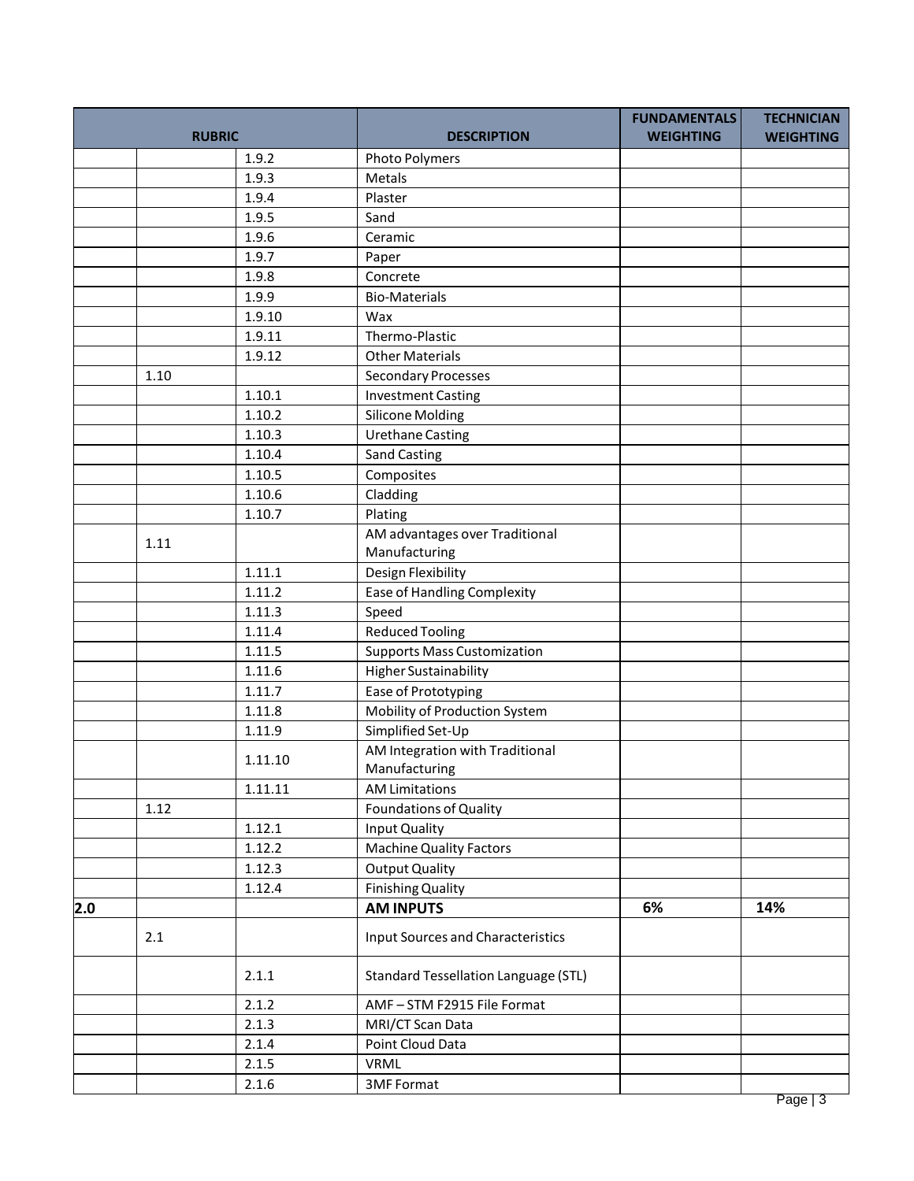| RUBRIC | | | DESCRIPTION | FUNDAMENTALS WEIGHTING | TECHNICIAN WEIGHTING |
|---|---|---|---|---|---|
| | | 1.9.2 | Photo Polymers | | |
| | | 1.9.3 | Metals | | |
| | | 1.9.4 | Plaster | | |
| | | 1.9.5 | Sand | | |
| | | 1.9.6 | Ceramic | | |
| | | 1.9.7 | Paper | | |
| | | 1.9.8 | Concrete | | |
| | | 1.9.9 | Bio-Materials | | |
| | | 1.9.10 | Wax | | |
| | | 1.9.11 | Thermo-Plastic | | |
| | | 1.9.12 | Other Materials | | |
| | 1.10 | | Secondary Processes | | |
| | | 1.10.1 | Investment Casting | | |
| | | 1.10.2 | Silicone Molding | | |
| | | 1.10.3 | Urethane Casting | | |
| | | 1.10.4 | Sand Casting | | |
| | | 1.10.5 | Composites | | |
| | | 1.10.6 | Cladding | | |
| | | 1.10.7 | Plating | | |
| | 1.11 | | AM advantages over Traditional Manufacturing | | |
| | | 1.11.1 | Design Flexibility | | |
| | | 1.11.2 | Ease of Handling Complexity | | |
| | | 1.11.3 | Speed | | |
| | | 1.11.4 | Reduced Tooling | | |
| | | 1.11.5 | Supports Mass Customization | | |
| | | 1.11.6 | Higher Sustainability | | |
| | | 1.11.7 | Ease of Prototyping | | |
| | | 1.11.8 | Mobility of Production System | | |
| | | 1.11.9 | Simplified Set-Up | | |
| | | 1.11.10 | AM Integration with Traditional Manufacturing | | |
| | | 1.11.11 | AM Limitations | | |
| | 1.12 | | Foundations of Quality | | |
| | | 1.12.1 | Input Quality | | |
| | | 1.12.2 | Machine Quality Factors | | |
| | | 1.12.3 | Output Quality | | |
| | | 1.12.4 | Finishing Quality | | |
| **2.0** | | | **AM INPUTS** | **6%** | **14%** |
| | 2.1 | | Input Sources and Characteristics | | |
| | | 2.1.1 | Standard Tessellation Language (STL) | | |
| | | 2.1.2 | AMF – STM F2915 File Format | | |
| | | 2.1.3 | MRI/CT Scan Data | | |
| | | 2.1.4 | Point Cloud Data | | |
| | | 2.1.5 | VRML | | |
| | | 2.1.6 | 3MF Format | | |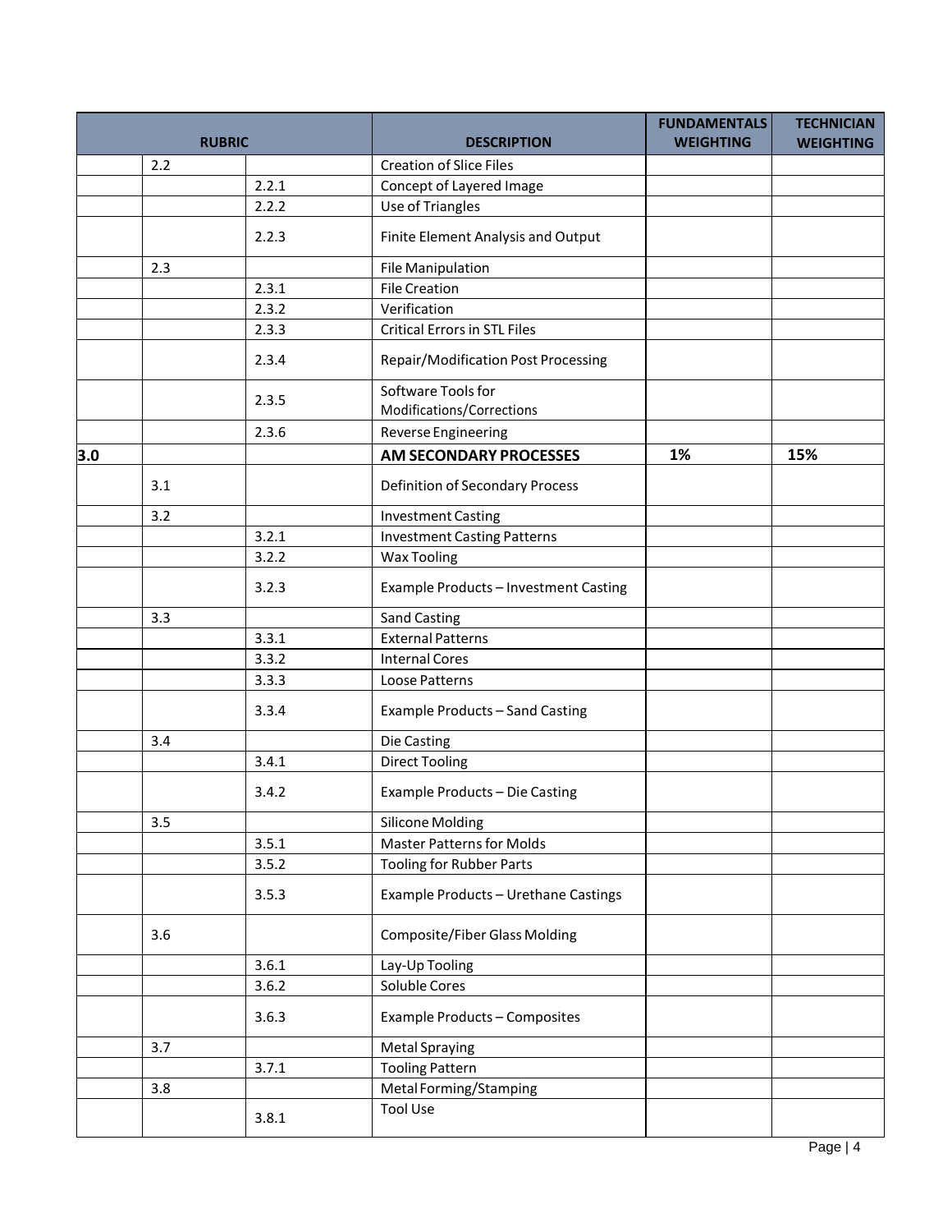| RUBRIC | | | DESCRIPTION | FUNDAMENTALS WEIGHTING | TECHNICIAN WEIGHTING |
|---|---|---|---|---|---|
| | 2.2 | | Creation of Slice Files | | |
| | | 2.2.1 | Concept of Layered Image | | |
| | | 2.2.2 | Use of Triangles | | |
| | | 2.2.3 | Finite Element Analysis and Output | | |
| | 2.3 | | File Manipulation | | |
| | | 2.3.1 | File Creation | | |
| | | 2.3.2 | Verification | | |
| | | 2.3.3 | Critical Errors in STL Files | | |
| | | 2.3.4 | Repair/Modification Post Processing | | |
| | | 2.3.5 | Software Tools for Modifications/Corrections | | |
| | | 2.3.6 | Reverse Engineering | | |
| **3.0** | | | **AM SECONDARY PROCESSES** | **1%** | **15%** |
| | 3.1 | | Definition of Secondary Process | | |
| | 3.2 | | Investment Casting | | |
| | | 3.2.1 | Investment Casting Patterns | | |
| | | 3.2.2 | Wax Tooling | | |
| | | 3.2.3 | Example Products – Investment Casting | | |
| | 3.3 | | Sand Casting | | |
| | | 3.3.1 | External Patterns | | |
| | | 3.3.2 | Internal Cores | | |
| | | 3.3.3 | Loose Patterns | | |
| | | 3.3.4 | Example Products – Sand Casting | | |
| | 3.4 | | Die Casting | | |
| | | 3.4.1 | Direct Tooling | | |
| | | 3.4.2 | Example Products – Die Casting | | |
| | 3.5 | | Silicone Molding | | |
| | | 3.5.1 | Master Patterns for Molds | | |
| | | 3.5.2 | Tooling for Rubber Parts | | |
| | | 3.5.3 | Example Products – Urethane Castings | | |
| | 3.6 | | Composite/Fiber Glass Molding | | |
| | | 3.6.1 | Lay-Up Tooling | | |
| | | 3.6.2 | Soluble Cores | | |
| | | 3.6.3 | Example Products – Composites | | |
| | 3.7 | | Metal Spraying | | |
| | | 3.7.1 | Tooling Pattern | | |
| | 3.8 | | Metal Forming/Stamping | | |
| | | 3.8.1 | Tool Use | | |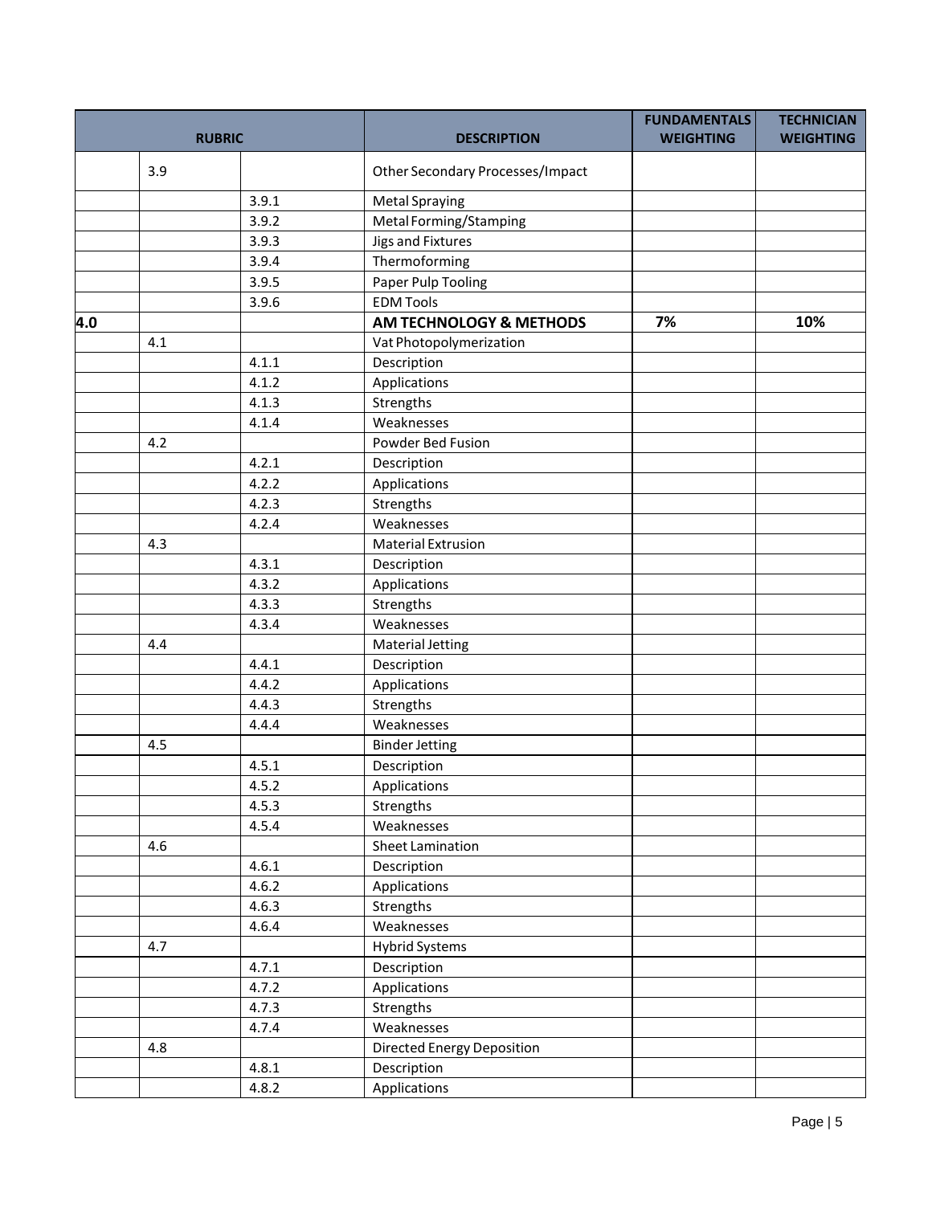| RUBRIC | | | DESCRIPTION | FUNDAMENTALS WEIGHTING | TECHNICIAN WEIGHTING |
|---|---|---|---|---|---|
| | 3.9 | | Other Secondary Processes/Impact | | |
| | | 3.9.1 | Metal Spraying | | |
| | | 3.9.2 | Metal Forming/Stamping | | |
| | | 3.9.3 | Jigs and Fixtures | | |
| | | 3.9.4 | Thermoforming | | |
| | | 3.9.5 | Paper Pulp Tooling | | |
| | | 3.9.6 | EDM Tools | | |
| **4.0** | | | **AM TECHNOLOGY & METHODS** | **7%** | **10%** |
| | 4.1 | | Vat Photopolymerization | | |
| | | 4.1.1 | Description | | |
| | | 4.1.2 | Applications | | |
| | | 4.1.3 | Strengths | | |
| | | 4.1.4 | Weaknesses | | |
| | 4.2 | | Powder Bed Fusion | | |
| | | 4.2.1 | Description | | |
| | | 4.2.2 | Applications | | |
| | | 4.2.3 | Strengths | | |
| | | 4.2.4 | Weaknesses | | |
| | 4.3 | | Material Extrusion | | |
| | | 4.3.1 | Description | | |
| | | 4.3.2 | Applications | | |
| | | 4.3.3 | Strengths | | |
| | | 4.3.4 | Weaknesses | | |
| | 4.4 | | Material Jetting | | |
| | | 4.4.1 | Description | | |
| | | 4.4.2 | Applications | | |
| | | 4.4.3 | Strengths | | |
| | | 4.4.4 | Weaknesses | | |
| | 4.5 | | Binder Jetting | | |
| | | 4.5.1 | Description | | |
| | | 4.5.2 | Applications | | |
| | | 4.5.3 | Strengths | | |
| | | 4.5.4 | Weaknesses | | |
| | 4.6 | | Sheet Lamination | | |
| | | 4.6.1 | Description | | |
| | | 4.6.2 | Applications | | |
| | | 4.6.3 | Strengths | | |
| | | 4.6.4 | Weaknesses | | |
| | 4.7 | | Hybrid Systems | | |
| | | 4.7.1 | Description | | |
| | | 4.7.2 | Applications | | |
| | | 4.7.3 | Strengths | | |
| | | 4.7.4 | Weaknesses | | |
| | 4.8 | | Directed Energy Deposition | | |
| | | 4.8.1 | Description | | |
| | | 4.8.2 | Applications | | |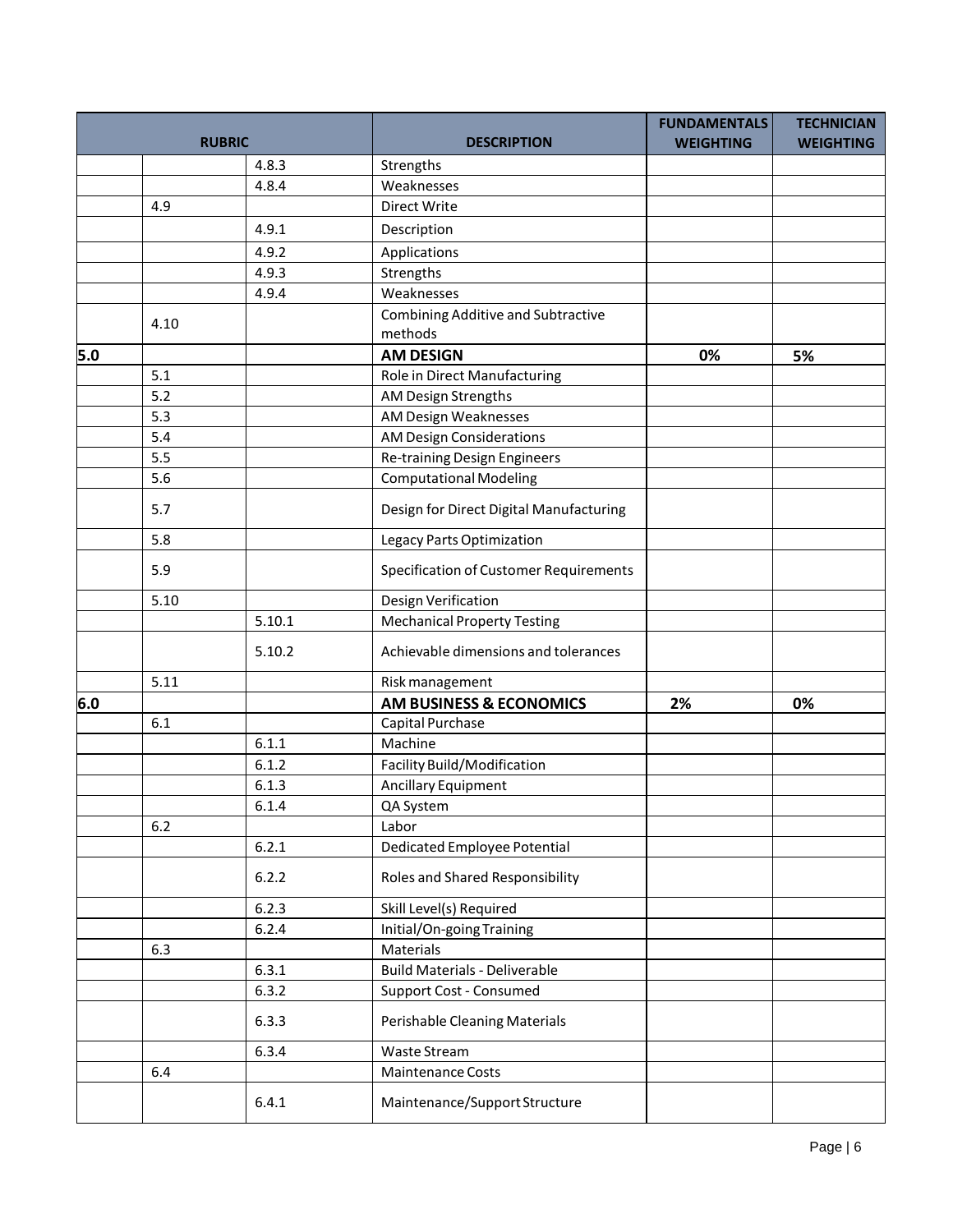| RUBRIC | | | DESCRIPTION | FUNDAMENTALS WEIGHTING | TECHNICIAN WEIGHTING |
|---|---|---|---|---|---|
| | | 4.8.3 | Strengths | | |
| | | 4.8.4 | Weaknesses | | |
| | 4.9 | | Direct Write | | |
| | | 4.9.1 | Description | | |
| | | 4.9.2 | Applications | | |
| | | 4.9.3 | Strengths | | |
| | | 4.9.4 | Weaknesses | | |
| | 4.10 | | Combining Additive and Subtractive methods | | |
| **5.0** | | | **AM DESIGN** | **0%** | **5%** |
| | 5.1 | | Role in Direct Manufacturing | | |
| | 5.2 | | AM Design Strengths | | |
| | 5.3 | | AM Design Weaknesses | | |
| | 5.4 | | AM Design Considerations | | |
| | 5.5 | | Re-training Design Engineers | | |
| | 5.6 | | Computational Modeling | | |
| | 5.7 | | Design for Direct Digital Manufacturing | | |
| | 5.8 | | Legacy Parts Optimization | | |
| | 5.9 | | Specification of Customer Requirements | | |
| | 5.10 | | Design Verification | | |
| | | 5.10.1 | Mechanical Property Testing | | |
| | | 5.10.2 | Achievable dimensions and tolerances | | |
| | 5.11 | | Risk management | | |
| **6.0** | | | **AM BUSINESS & ECONOMICS** | **2%** | **0%** |
| | 6.1 | | Capital Purchase | | |
| | | 6.1.1 | Machine | | |
| | | 6.1.2 | Facility Build/Modification | | |
| | | 6.1.3 | Ancillary Equipment | | |
| | | 6.1.4 | QA System | | |
| | 6.2 | | Labor | | |
| | | 6.2.1 | Dedicated Employee Potential | | |
| | | 6.2.2 | Roles and Shared Responsibility | | |
| | | 6.2.3 | Skill Level(s) Required | | |
| | | 6.2.4 | Initial/On-going Training | | |
| | 6.3 | | Materials | | |
| | | 6.3.1 | Build Materials - Deliverable | | |
| | | 6.3.2 | Support Cost - Consumed | | |
| | | 6.3.3 | Perishable Cleaning Materials | | |
| | | 6.3.4 | Waste Stream | | |
| | 6.4 | | Maintenance Costs | | |
| | | 6.4.1 | Maintenance/Support Structure | | |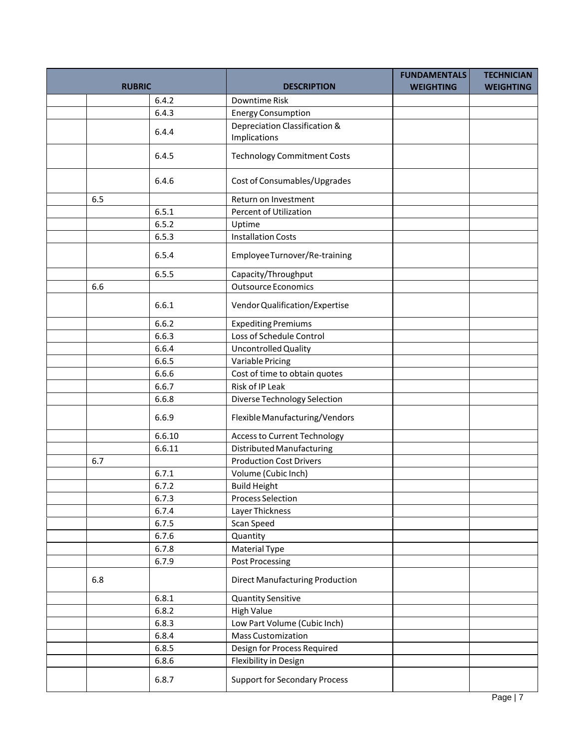| RUBRIC | | | DESCRIPTION | FUNDAMENTALS WEIGHTING | TECHNICIAN WEIGHTING |
|---|---|---|---|---|---|
| | | 6.4.2 | Downtime Risk | | |
| | | 6.4.3 | Energy Consumption | | |
| | | 6.4.4 | Depreciation Classification & Implications | | |
| | | 6.4.5 | Technology Commitment Costs | | |
| | | 6.4.6 | Cost of Consumables/Upgrades | | |
| | 6.5 | | Return on Investment | | |
| | | 6.5.1 | Percent of Utilization | | |
| | | 6.5.2 | Uptime | | |
| | | 6.5.3 | Installation Costs | | |
| | | 6.5.4 | Employee Turnover/Re-training | | |
| | | 6.5.5 | Capacity/Throughput | | |
| | 6.6 | | Outsource Economics | | |
| | | 6.6.1 | Vendor Qualification/Expertise | | |
| | | 6.6.2 | Expediting Premiums | | |
| | | 6.6.3 | Loss of Schedule Control | | |
| | | 6.6.4 | Uncontrolled Quality | | |
| | | 6.6.5 | Variable Pricing | | |
| | | 6.6.6 | Cost of time to obtain quotes | | |
| | | 6.6.7 | Risk of IP Leak | | |
| | | 6.6.8 | Diverse Technology Selection | | |
| | | 6.6.9 | Flexible Manufacturing/Vendors | | |
| | | 6.6.10 | Access to Current Technology | | |
| | | 6.6.11 | Distributed Manufacturing | | |
| | 6.7 | | Production Cost Drivers | | |
| | | 6.7.1 | Volume (Cubic Inch) | | |
| | | 6.7.2 | Build Height | | |
| | | 6.7.3 | Process Selection | | |
| | | 6.7.4 | Layer Thickness | | |
| | | 6.7.5 | Scan Speed | | |
| | | 6.7.6 | Quantity | | |
| | | 6.7.8 | Material Type | | |
| | | 6.7.9 | Post Processing | | |
| | 6.8 | | Direct Manufacturing Production | | |
| | | 6.8.1 | Quantity Sensitive | | |
| | | 6.8.2 | High Value | | |
| | | 6.8.3 | Low Part Volume (Cubic Inch) | | |
| | | 6.8.4 | Mass Customization | | |
| | | 6.8.5 | Design for Process Required | | |
| | | 6.8.6 | Flexibility in Design | | |
| | | 6.8.7 | Support for Secondary Process | | |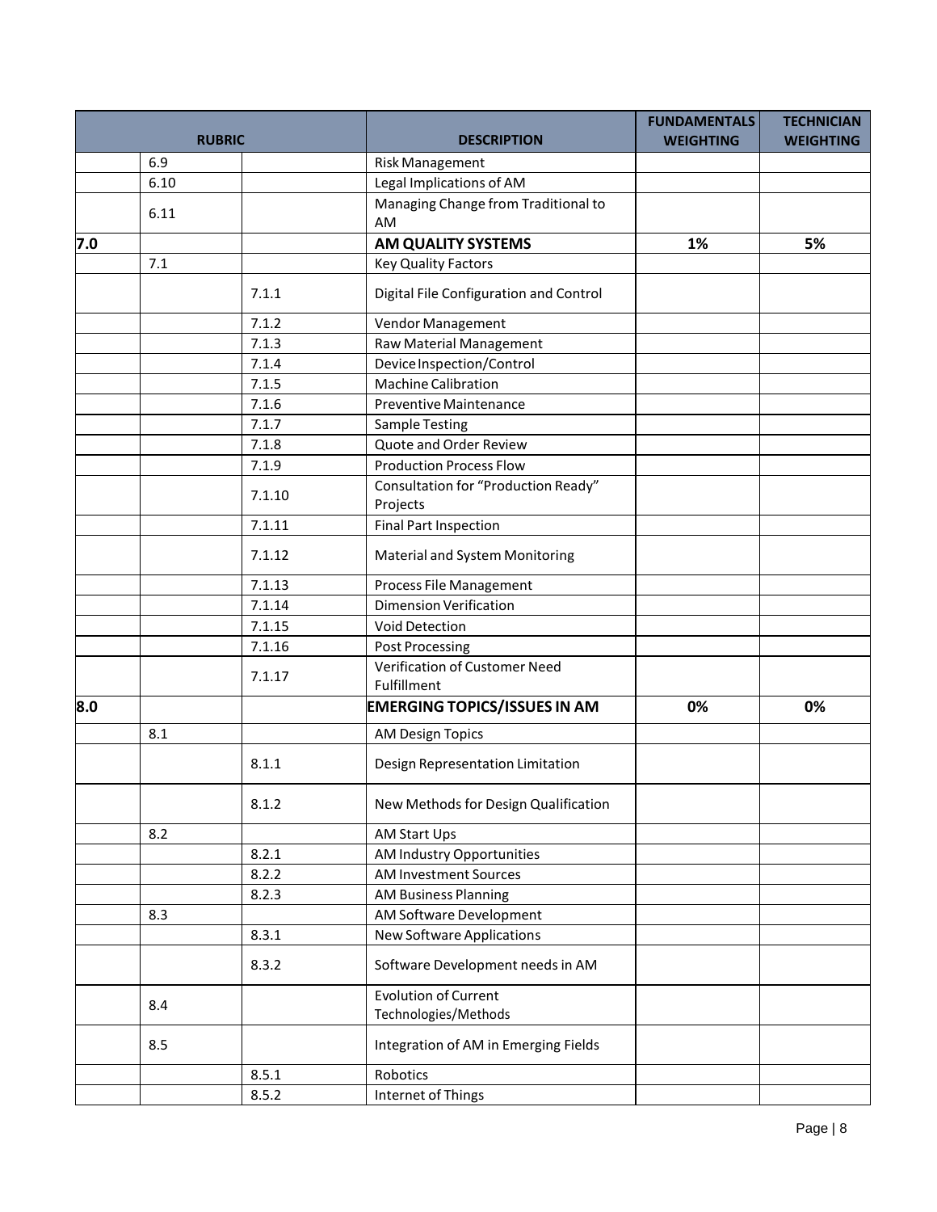| RUBRIC | | | DESCRIPTION | FUNDAMENTALS WEIGHTING | TECHNICIAN WEIGHTING |
|---|---|---|---|---|---|
| | 6.9 | | Risk Management | | |
| | 6.10 | | Legal Implications of AM | | |
| | 6.11 | | Managing Change from Traditional to AM | | |
| **7.0** | | | **AM QUALITY SYSTEMS** | **1%** | **5%** |
| | 7.1 | | Key Quality Factors | | |
| | | 7.1.1 | Digital File Configuration and Control | | |
| | | 7.1.2 | Vendor Management | | |
| | | 7.1.3 | Raw Material Management | | |
| | | 7.1.4 | Device Inspection/Control | | |
| | | 7.1.5 | Machine Calibration | | |
| | | 7.1.6 | Preventive Maintenance | | |
| | | 7.1.7 | Sample Testing | | |
| | | 7.1.8 | Quote and Order Review | | |
| | | 7.1.9 | Production Process Flow | | |
| | | 7.1.10 | Consultation for "Production Ready" Projects | | |
| | | 7.1.11 | Final Part Inspection | | |
| | | 7.1.12 | Material and System Monitoring | | |
| | | 7.1.13 | Process File Management | | |
| | | 7.1.14 | Dimension Verification | | |
| | | 7.1.15 | Void Detection | | |
| | | 7.1.16 | Post Processing | | |
| | | 7.1.17 | Verification of Customer Need Fulfillment | | |
| **8.0** | | | **EMERGING TOPICS/ISSUES IN AM** | **0%** | **0%** |
| | 8.1 | | AM Design Topics | | |
| | | 8.1.1 | Design Representation Limitation | | |
| | | 8.1.2 | New Methods for Design Qualification | | |
| | 8.2 | | AM Start Ups | | |
| | | 8.2.1 | AM Industry Opportunities | | |
| | | 8.2.2 | AM Investment Sources | | |
| | | 8.2.3 | AM Business Planning | | |
| | 8.3 | | AM Software Development | | |
| | | 8.3.1 | New Software Applications | | |
| | | 8.3.2 | Software Development needs in AM | | |
| | 8.4 | | Evolution of Current Technologies/Methods | | |
| | 8.5 | | Integration of AM in Emerging Fields | | |
| | | 8.5.1 | Robotics | | |
| | | 8.5.2 | Internet of Things | | |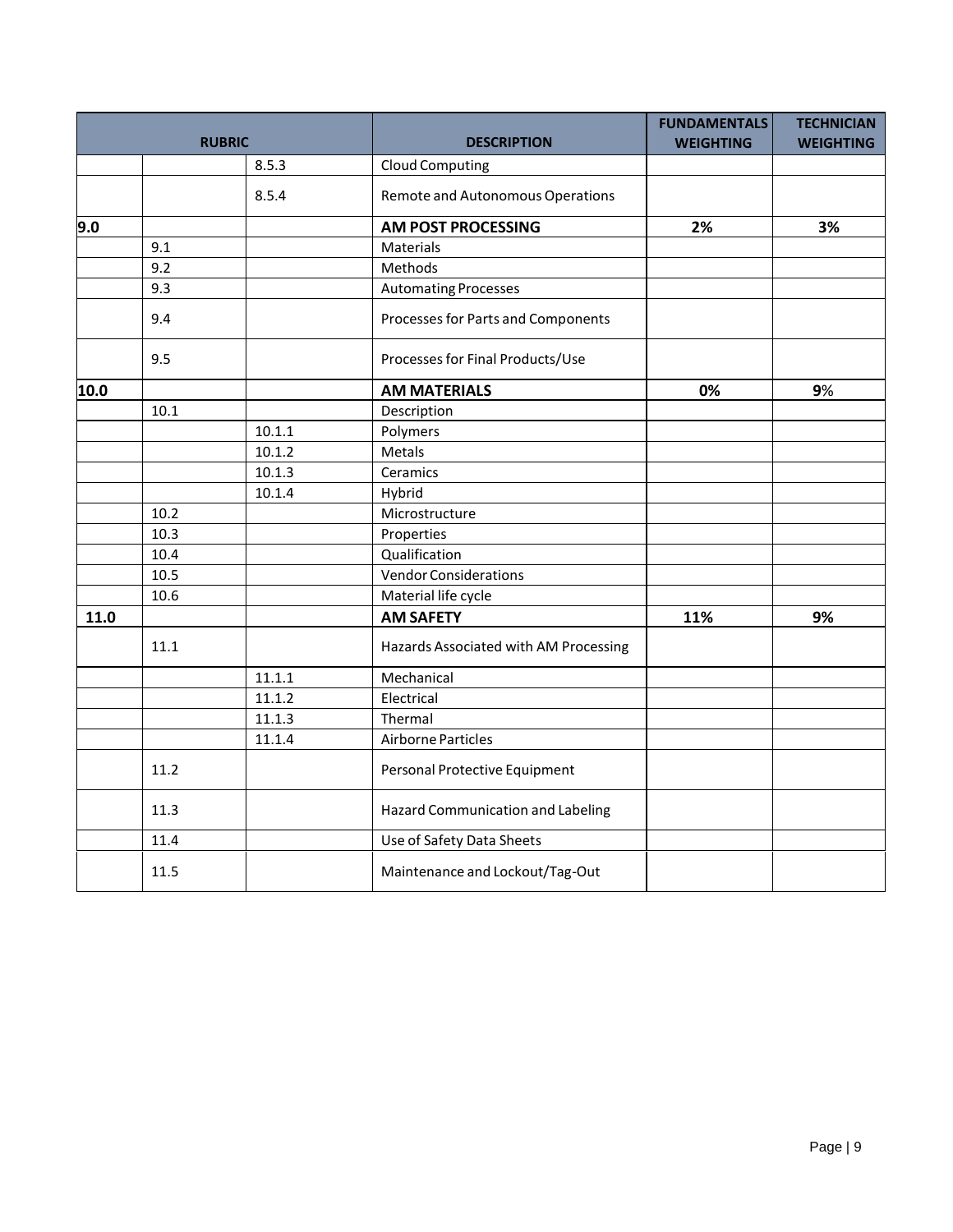| RUBRIC | | | DESCRIPTION | FUNDAMENTALS WEIGHTING | TECHNICIAN WEIGHTING |
|---|---|---|---|---|---|
| | | 8.5.3 | Cloud Computing | | |
| | | 8.5.4 | Remote and Autonomous Operations | | |
| **9.0** | | | **AM POST PROCESSING** | **2%** | **3%** |
| | 9.1 | | Materials | | |
| | 9.2 | | Methods | | |
| | 9.3 | | Automating Processes | | |
| | 9.4 | | Processes for Parts and Components | | |
| | 9.5 | | Processes for Final Products/Use | | |
| **10.0** | | | **AM MATERIALS** | **0%** | **9%** |
| | 10.1 | | Description | | |
| | | 10.1.1 | Polymers | | |
| | | 10.1.2 | Metals | | |
| | | 10.1.3 | Ceramics | | |
| | | 10.1.4 | Hybrid | | |
| | 10.2 | | Microstructure | | |
| | 10.3 | | Properties | | |
| | 10.4 | | Qualification | | |
| | 10.5 | | Vendor Considerations | | |
| | 10.6 | | Material life cycle | | |
| **11.0** | | | **AM SAFETY** | **11%** | **9%** |
| | 11.1 | | Hazards Associated with AM Processing | | |
| | | 11.1.1 | Mechanical | | |
| | | 11.1.2 | Electrical | | |
| | | 11.1.3 | Thermal | | |
| | | 11.1.4 | Airborne Particles | | |
| | 11.2 | | Personal Protective Equipment | | |
| | 11.3 | | Hazard Communication and Labeling | | |
| | 11.4 | | Use of Safety Data Sheets | | |
| | 11.5 | | Maintenance and Lockout/Tag-Out | | |